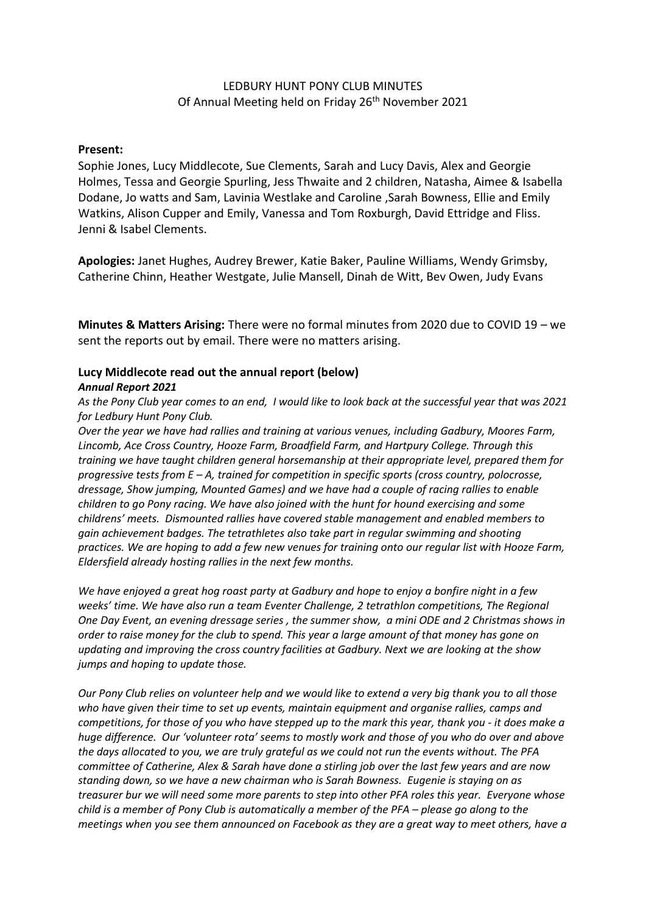LEDBURY HUNT PONY CLUB MINUTES
Of Annual Meeting held on Friday 26th November 2021

**Present:**
Sophie Jones, Lucy Middlecote, Sue Clements, Sarah and Lucy Davis, Alex and Georgie Holmes, Tessa and Georgie Spurling, Jess Thwaite and 2 children, Natasha, Aimee & Isabella Dodane, Jo watts and Sam, Lavinia Westlake and Caroline ,Sarah Bowness, Ellie and Emily Watkins, Alison Cupper and Emily, Vanessa and Tom Roxburgh, David Ettridge and Fliss. Jenni & Isabel Clements.

**Apologies:** Janet Hughes, Audrey Brewer, Katie Baker, Pauline Williams, Wendy Grimsby, Catherine Chinn, Heather Westgate, Julie Mansell, Dinah de Witt, Bev Owen, Judy Evans

**Minutes & Matters Arising:** There were no formal minutes from 2020 due to COVID 19 – we sent the reports out by email. There were no matters arising.

**Lucy Middlecote read out the annual report (below)**

***Annual Report 2021***

*As the Pony Club year comes to an end, I would like to look back at the successful year that was 2021 for Ledbury Hunt Pony Club.*

*Over the year we have had rallies and training at various venues, including Gadbury, Moores Farm, Lincomb, Ace Cross Country, Hooze Farm, Broadfield Farm, and Hartpury College. Through this training we have taught children general horsemanship at their appropriate level, prepared them for progressive tests from E – A, trained for competition in specific sports (cross country, polocrosse, dressage, Show jumping, Mounted Games) and we have had a couple of racing rallies to enable children to go Pony racing. We have also joined with the hunt for hound exercising and some childrens' meets. Dismounted rallies have covered stable management and enabled members to gain achievement badges. The tetrathletes also take part in regular swimming and shooting practices. We are hoping to add a few new venues for training onto our regular list with Hooze Farm, Eldersfield already hosting rallies in the next few months.*

*We have enjoyed a great hog roast party at Gadbury and hope to enjoy a bonfire night in a few weeks' time. We have also run a team Eventer Challenge, 2 tetrathlon competitions, The Regional One Day Event, an evening dressage series , the summer show, a mini ODE and 2 Christmas shows in order to raise money for the club to spend. This year a large amount of that money has gone on updating and improving the cross country facilities at Gadbury. Next we are looking at the show jumps and hoping to update those.*

*Our Pony Club relies on volunteer help and we would like to extend a very big thank you to all those who have given their time to set up events, maintain equipment and organise rallies, camps and competitions, for those of you who have stepped up to the mark this year, thank you - it does make a huge difference. Our 'volunteer rota' seems to mostly work and those of you who do over and above the days allocated to you, we are truly grateful as we could not run the events without. The PFA committee of Catherine, Alex & Sarah have done a stirling job over the last few years and are now standing down, so we have a new chairman who is Sarah Bowness. Eugenie is staying on as treasurer bur we will need some more parents to step into other PFA roles this year. Everyone whose child is a member of Pony Club is automatically a member of the PFA – please go along to the meetings when you see them announced on Facebook as they are a great way to meet others, have a*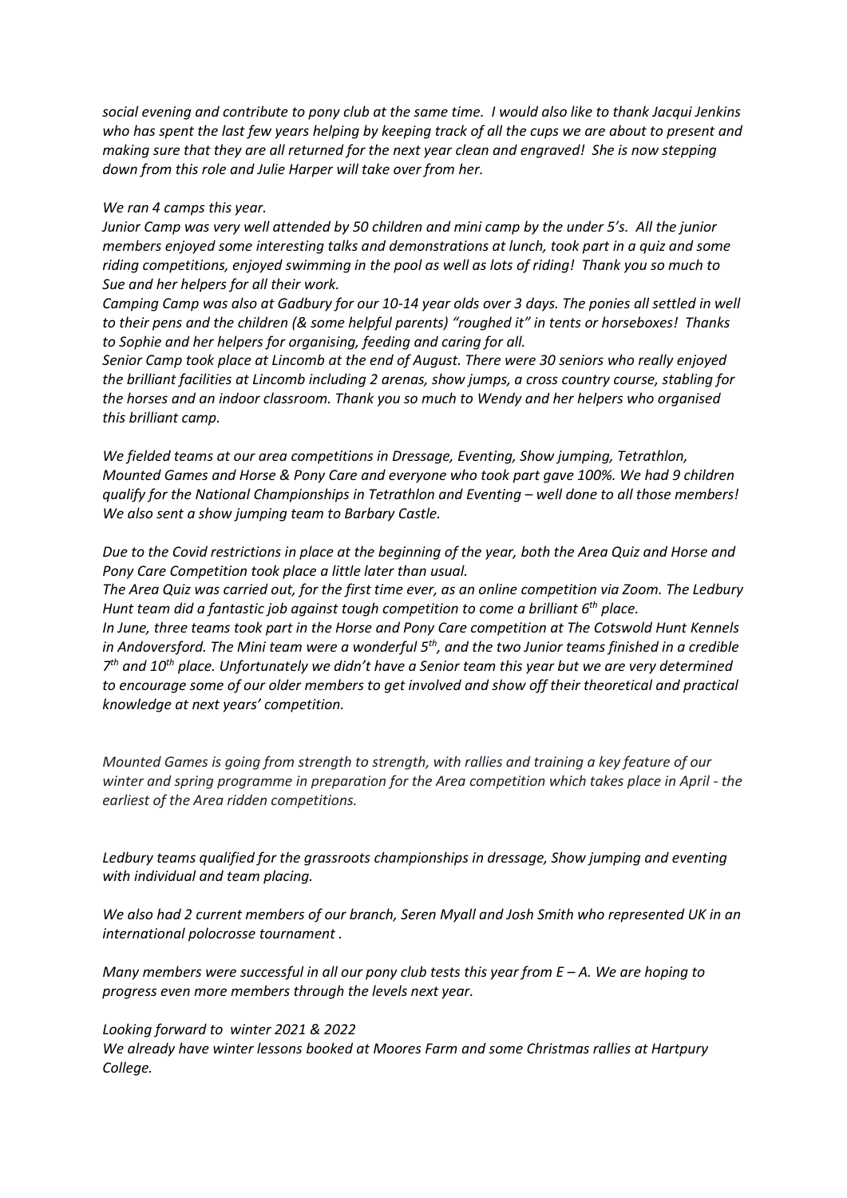*social evening and contribute to pony club at the same time. I would also like to thank Jacqui Jenkins who has spent the last few years helping by keeping track of all the cups we are about to present and making sure that they are all returned for the next year clean and engraved! She is now stepping down from this role and Julie Harper will take over from her.*

*We ran 4 camps this year.*

*Junior Camp was very well attended by 50 children and mini camp by the under 5's. All the junior members enjoyed some interesting talks and demonstrations at lunch, took part in a quiz and some riding competitions, enjoyed swimming in the pool as well as lots of riding! Thank you so much to Sue and her helpers for all their work.*

*Camping Camp was also at Gadbury for our 10-14 year olds over 3 days. The ponies all settled in well to their pens and the children (& some helpful parents) "roughed it" in tents or horseboxes! Thanks to Sophie and her helpers for organising, feeding and caring for all.*

*Senior Camp took place at Lincomb at the end of August. There were 30 seniors who really enjoyed the brilliant facilities at Lincomb including 2 arenas, show jumps, a cross country course, stabling for the horses and an indoor classroom. Thank you so much to Wendy and her helpers who organised this brilliant camp.*

*We fielded teams at our area competitions in Dressage, Eventing, Show jumping, Tetrathlon, Mounted Games and Horse & Pony Care and everyone who took part gave 100%. We had 9 children qualify for the National Championships in Tetrathlon and Eventing – well done to all those members! We also sent a show jumping team to Barbary Castle.*

*Due to the Covid restrictions in place at the beginning of the year, both the Area Quiz and Horse and Pony Care Competition took place a little later than usual.*

*The Area Quiz was carried out, for the first time ever, as an online competition via Zoom. The Ledbury Hunt team did a fantastic job against tough competition to come a brilliant 6th place.*

*In June, three teams took part in the Horse and Pony Care competition at The Cotswold Hunt Kennels in Andoversford. The Mini team were a wonderful 5th, and the two Junior teams finished in a credible 7th and 10th place. Unfortunately we didn't have a Senior team this year but we are very determined to encourage some of our older members to get involved and show off their theoretical and practical knowledge at next years' competition.*

*Mounted Games is going from strength to strength, with rallies and training a key feature of our winter and spring programme in preparation for the Area competition which takes place in April - the earliest of the Area ridden competitions.*

*Ledbury teams qualified for the grassroots championships in dressage, Show jumping and eventing with individual and team placing.*

*We also had 2 current members of our branch, Seren Myall and Josh Smith who represented UK in an international polocrosse tournament .*

*Many members were successful in all our pony club tests this year from E – A. We are hoping to progress even more members through the levels next year.*

*Looking forward to winter 2021 & 2022*

*We already have winter lessons booked at Moores Farm and some Christmas rallies at Hartpury College.*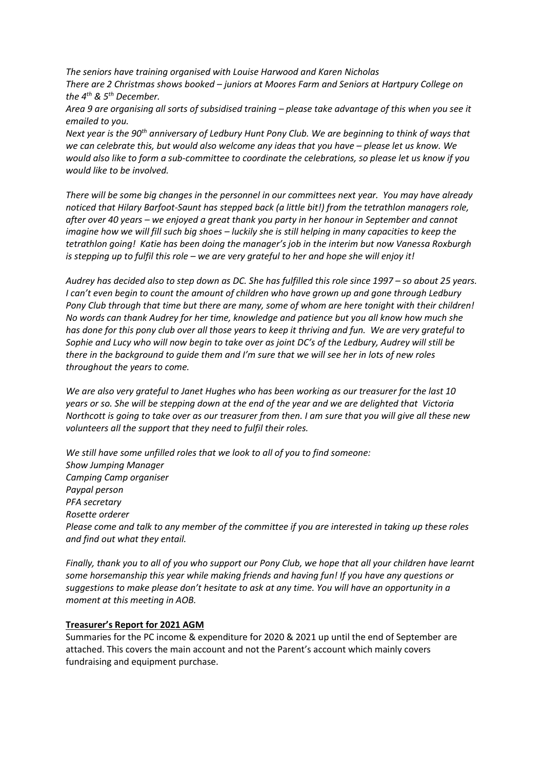*The seniors have training organised with Louise Harwood and Karen Nicholas*
*There are 2 Christmas shows booked – juniors at Moores Farm and Seniors at Hartpury College on the 4th & 5th December.*
*Area 9 are organising all sorts of subsidised training – please take advantage of this when you see it emailed to you.*
*Next year is the 90th anniversary of Ledbury Hunt Pony Club. We are beginning to think of ways that we can celebrate this, but would also welcome any ideas that you have – please let us know. We would also like to form a sub-committee to coordinate the celebrations, so please let us know if you would like to be involved.*

*There will be some big changes in the personnel in our committees next year. You may have already noticed that Hilary Barfoot-Saunt has stepped back (a little bit!) from the tetrathlon managers role, after over 40 years – we enjoyed a great thank you party in her honour in September and cannot imagine how we will fill such big shoes – luckily she is still helping in many capacities to keep the tetrathlon going! Katie has been doing the manager's job in the interim but now Vanessa Roxburgh is stepping up to fulfil this role – we are very grateful to her and hope she will enjoy it!*

*Audrey has decided also to step down as DC. She has fulfilled this role since 1997 – so about 25 years. I can't even begin to count the amount of children who have grown up and gone through Ledbury Pony Club through that time but there are many, some of whom are here tonight with their children! No words can thank Audrey for her time, knowledge and patience but you all know how much she has done for this pony club over all those years to keep it thriving and fun. We are very grateful to Sophie and Lucy who will now begin to take over as joint DC's of the Ledbury, Audrey will still be there in the background to guide them and I'm sure that we will see her in lots of new roles throughout the years to come.*

*We are also very grateful to Janet Hughes who has been working as our treasurer for the last 10 years or so. She will be stepping down at the end of the year and we are delighted that Victoria Northcott is going to take over as our treasurer from then. I am sure that you will give all these new volunteers all the support that they need to fulfil their roles.*

*We still have some unfilled roles that we look to all of you to find someone:*
*Show Jumping Manager*
*Camping Camp organiser*
*Paypal person*
*PFA secretary*
*Rosette orderer*
*Please come and talk to any member of the committee if you are interested in taking up these roles and find out what they entail.*

*Finally, thank you to all of you who support our Pony Club, we hope that all your children have learnt some horsemanship this year while making friends and having fun! If you have any questions or suggestions to make please don't hesitate to ask at any time. You will have an opportunity in a moment at this meeting in AOB.*

**Treasurer's Report for 2021 AGM**

Summaries for the PC income & expenditure for 2020 & 2021 up until the end of September are attached. This covers the main account and not the Parent's account which mainly covers fundraising and equipment purchase.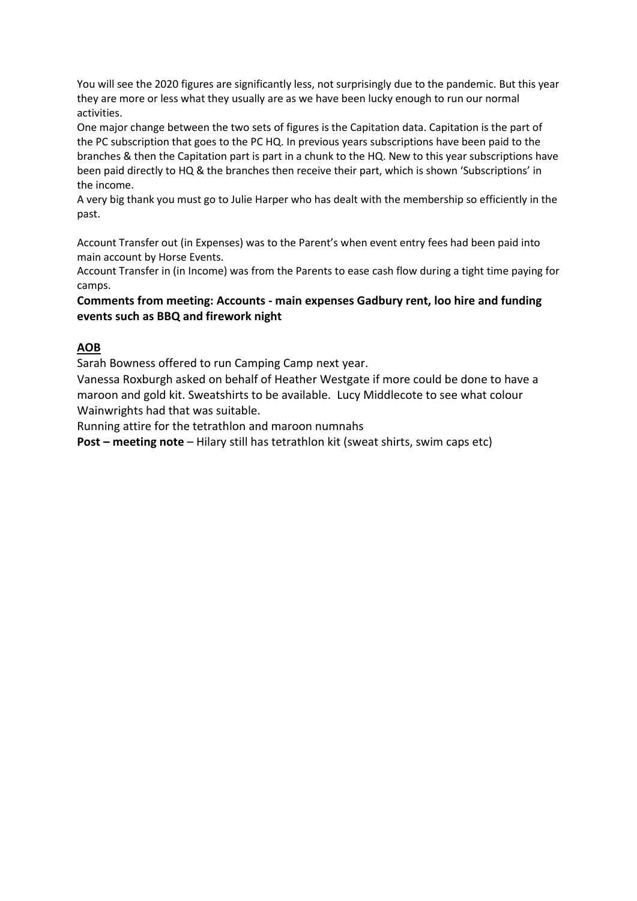You will see the 2020 figures are significantly less, not surprisingly due to the pandemic. But this year they are more or less what they usually are as we have been lucky enough to run our normal activities.

One major change between the two sets of figures is the Capitation data. Capitation is the part of the PC subscription that goes to the PC HQ. In previous years subscriptions have been paid to the branches & then the Capitation part is part in a chunk to the HQ. New to this year subscriptions have been paid directly to HQ & the branches then receive their part, which is shown 'Subscriptions' in the income.

A very big thank you must go to Julie Harper who has dealt with the membership so efficiently in the past.

Account Transfer out (in Expenses) was to the Parent's when event entry fees had been paid into main account by Horse Events.

Account Transfer in (in Income) was from the Parents to ease cash flow during a tight time paying for camps.

**Comments from meeting: Accounts - main expenses Gadbury rent, loo hire and funding events such as BBQ and firework night**

## AOB

Sarah Bowness offered to run Camping Camp next year.

Vanessa Roxburgh asked on behalf of Heather Westgate if more could be done to have a maroon and gold kit. Sweatshirts to be available. Lucy Middlecote to see what colour Wainwrights had that was suitable.

Running attire for the tetrathlon and maroon numnahs

**Post – meeting note** – Hilary still has tetrathlon kit (sweat shirts, swim caps etc)